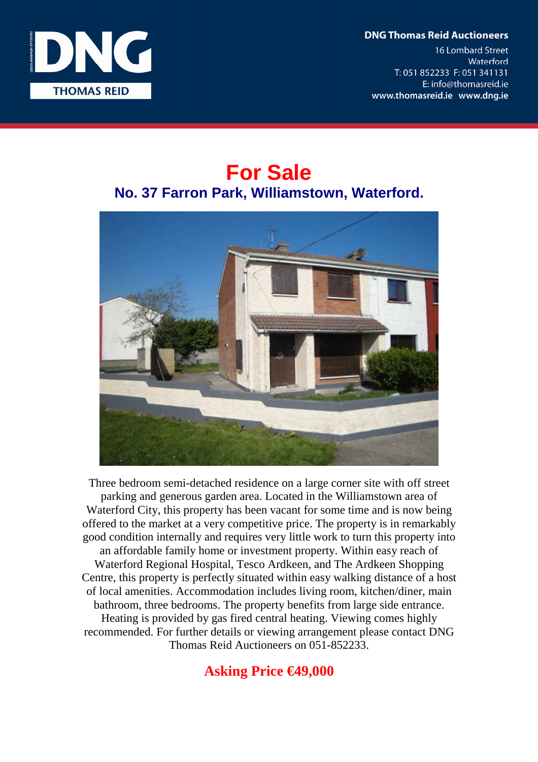DNG THOMAS REID

**DNG Thomas Reid Auctioneers**
16 Lombard Street
Waterford
T: 051 852233 F: 051 341131
E: info@thomasreid.ie
**www.thomasreid.ie www.dng.ie**

# For Sale

## No. 37 Farron Park, Williamstown, Waterford.

Three bedroom semi-detached residence on a large corner site with off street parking and generous garden area. Located in the Williamstown area of Waterford City, this property has been vacant for some time and is now being offered to the market at a very competitive price. The property is in remarkably good condition internally and requires very little work to turn this property into an affordable family home or investment property. Within easy reach of Waterford Regional Hospital, Tesco Ardkeen, and The Ardkeen Shopping Centre, this property is perfectly situated within easy walking distance of a host of local amenities. Accommodation includes living room, kitchen/diner, main bathroom, three bedrooms. The property benefits from large side entrance. Heating is provided by gas fired central heating. Viewing comes highly recommended. For further details or viewing arrangement please contact DNG Thomas Reid Auctioneers on 051-852233.

**Asking Price €49,000**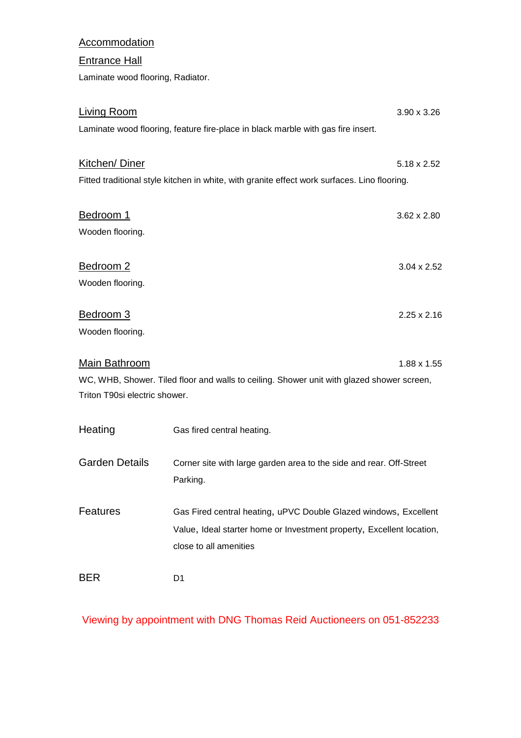## Accommodation

### Entrance Hall

Laminate wood flooring, Radiator.

### Living Room — 3.90 x 3.26

Laminate wood flooring, feature fire-place in black marble with gas fire insert.

### Kitchen/ Diner — 5.18 x 2.52

Fitted traditional style kitchen in white, with granite effect work surfaces. Lino flooring.

### Bedroom 1 — 3.62 x 2.80

Wooden flooring.

### Bedroom 2 — 3.04 x 2.52

Wooden flooring.

### Bedroom 3 — 2.25 x 2.16

Wooden flooring.

### Main Bathroom — 1.88 x 1.55

WC, WHB, Shower. Tiled floor and walls to ceiling. Shower unit with glazed shower screen, Triton T90si electric shower.

| | |
|---|---|
| Heating | Gas fired central heating. |
| Garden Details | Corner site with large garden area to the side and rear. Off-Street Parking. |
| Features | Gas Fired central heating, uPVC Double Glazed windows, Excellent Value, Ideal starter home or Investment property, Excellent location, close to all amenities |
| BER | D1 |

Viewing by appointment with DNG Thomas Reid Auctioneers on 051-852233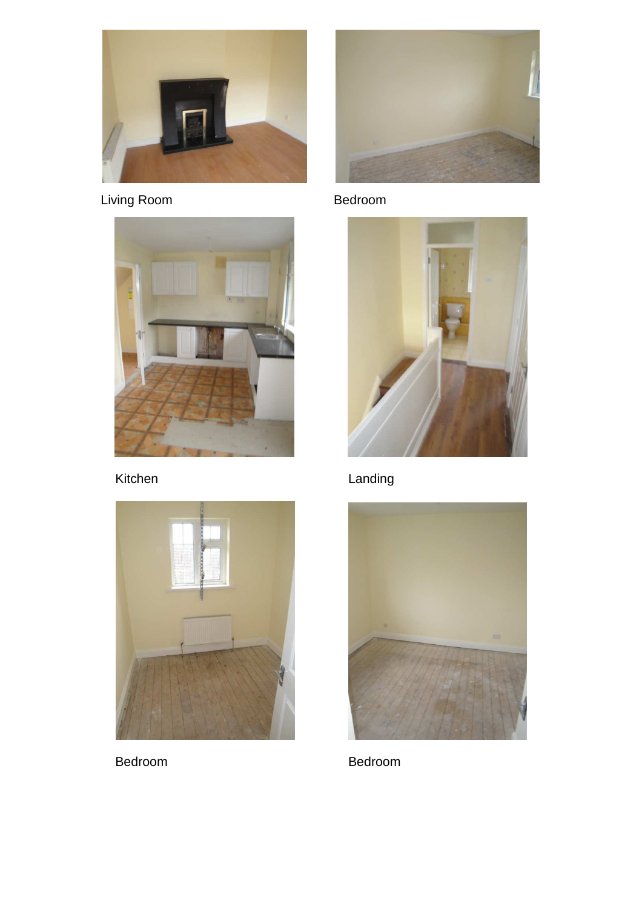Living Room

Bedroom

Kitchen

Landing

Bedroom

Bedroom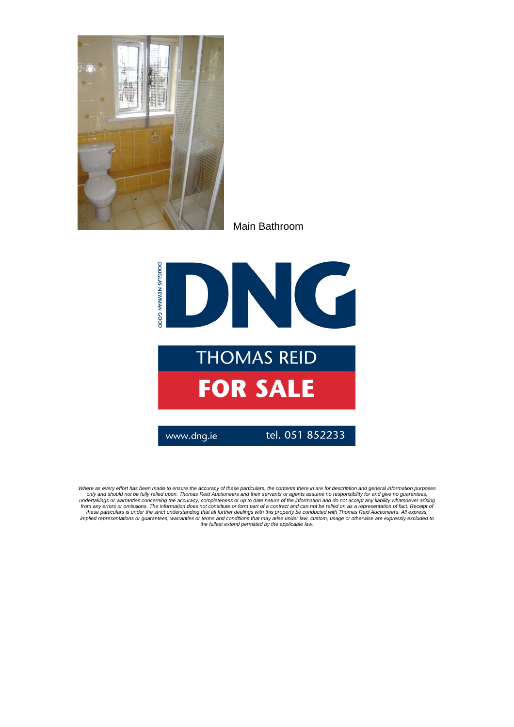Main Bathroom

DOUGLAS NEWMAN GOOD

DNG

THOMAS REID

FOR SALE

www.dng.ie tel. 051 852233

*Where as every effort has been made to ensure the accuracy of these particulars, the contents there in are for description and general information purposes only and should not be fully relied upon. Thomas Reid Auctioneers and their servants or agents assume no responsibility for and give no guarantees, undertakings or warranties concerning the accuracy, completeness or up to date nature of the information and do not accept any liability whatsoever arising from any errors or omissions. The information does not constitute or form part of a contract and can not be relied on as a representation of fact. Receipt of these particulars is under the strict understanding that all further dealings with this property be conducted with Thomas Reid Auctioneers. All express, implied representations or guarantees, warranties or terms and conditions that may arise under law, custom, usage or otherwise are expressly excluded to the fullest extend permitted by the applicable law.*